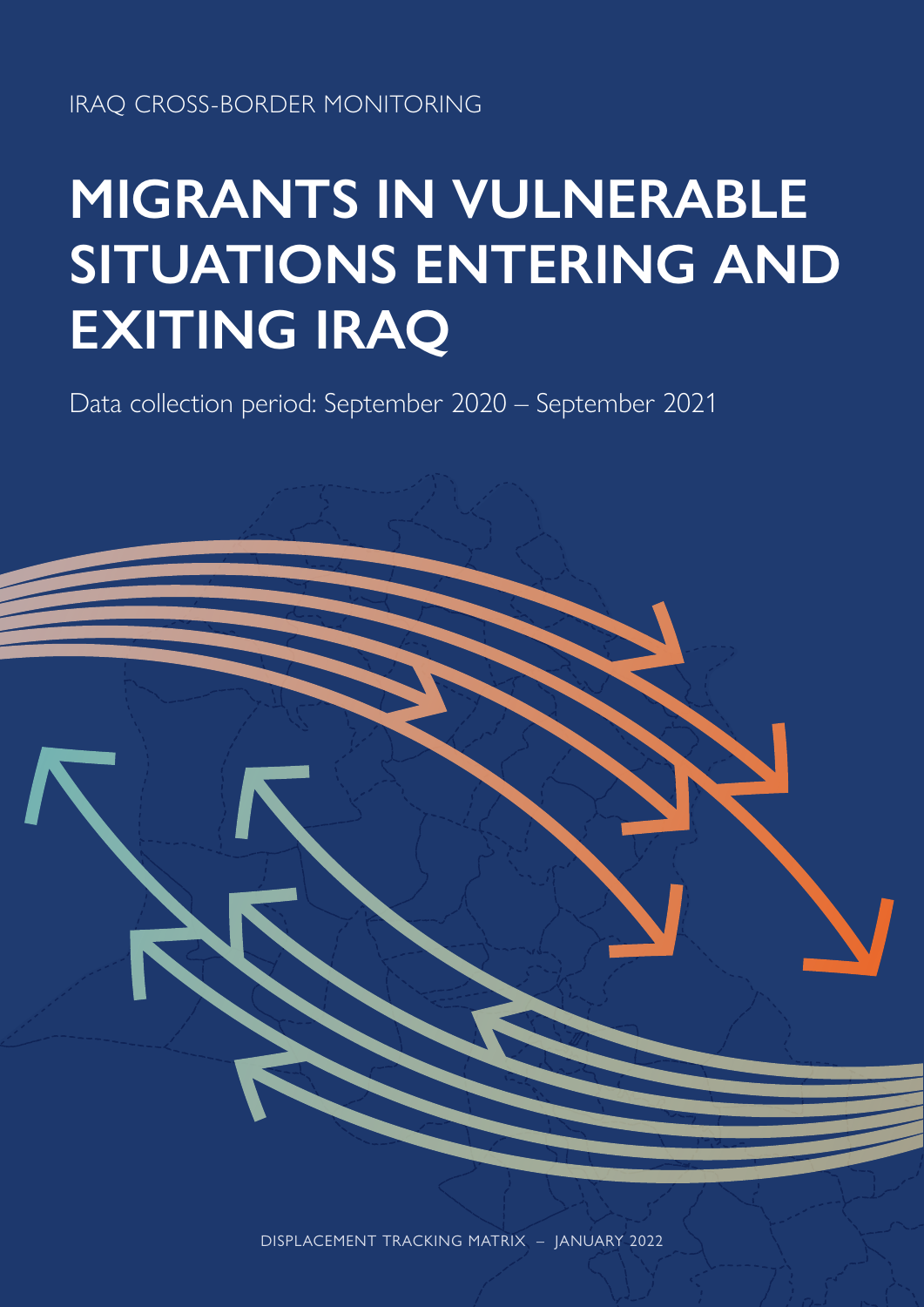IRAQ CROSS-BORDER MONITORING

# MIGRANTS IN VULNERABLE SITUATIONS ENTERING AND EXITING IRAQ

Data collection period: September 2020 – September 2021

DISPLACEMENT TRACKING MATRIX – JANUARY 2022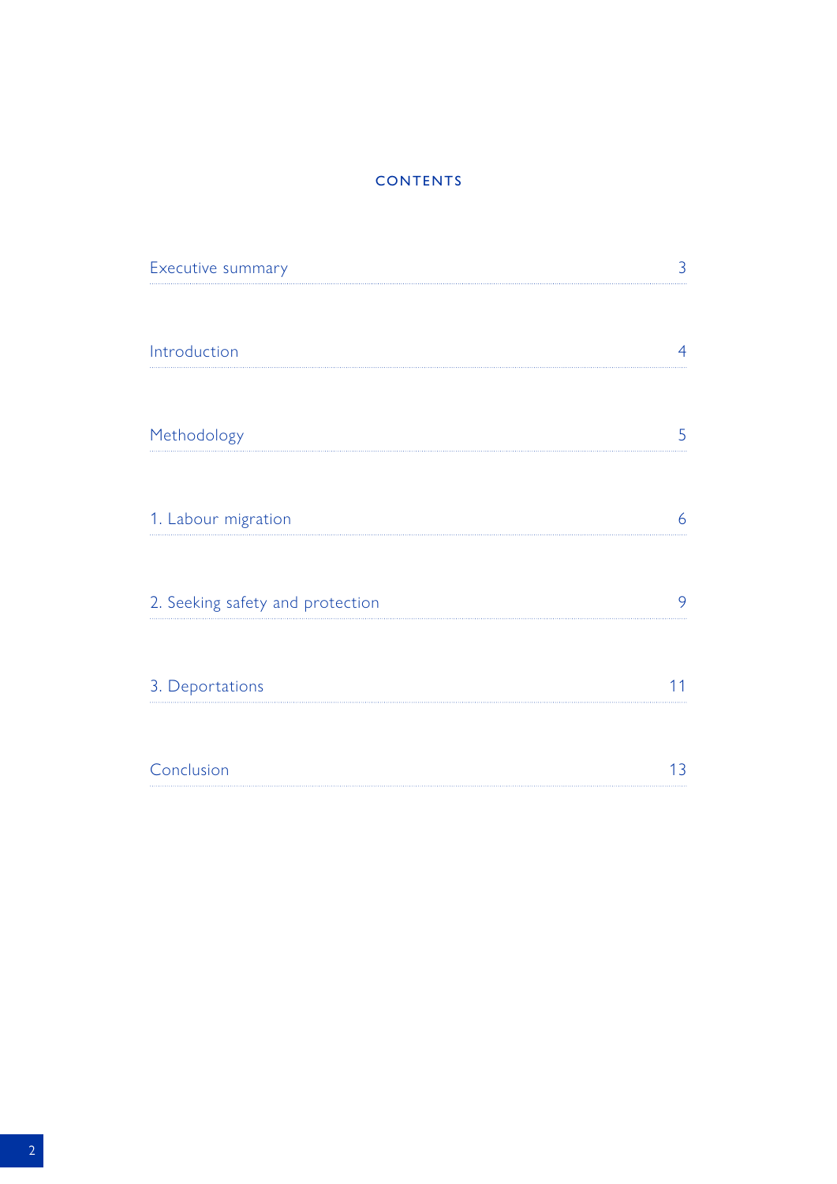## CONTENTS

| | |
|---|---|
| Executive summary | 3 |
| Introduction | 4 |
| Methodology | 5 |
| 1. Labour migration | 6 |
| 2. Seeking safety and protection | 9 |
| 3. Deportations | 11 |
| Conclusion | 13 |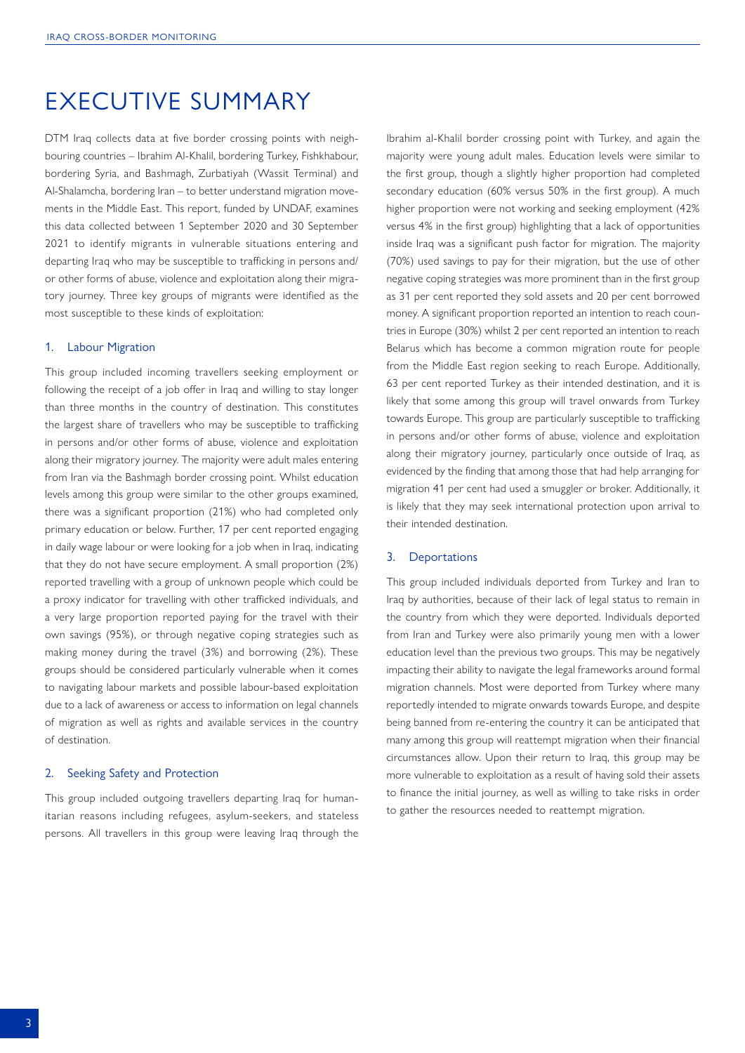# EXECUTIVE SUMMARY

DTM Iraq collects data at five border crossing points with neighbouring countries – Ibrahim Al-Khalil, bordering Turkey, Fishkhabour, bordering Syria, and Bashmagh, Zurbatiyah (Wassit Terminal) and Al-Shalamcha, bordering Iran – to better understand migration movements in the Middle East. This report, funded by UNDAF, examines this data collected between 1 September 2020 and 30 September 2021 to identify migrants in vulnerable situations entering and departing Iraq who may be susceptible to trafficking in persons and/or other forms of abuse, violence and exploitation along their migratory journey. Three key groups of migrants were identified as the most susceptible to these kinds of exploitation:

## 1. Labour Migration

This group included incoming travellers seeking employment or following the receipt of a job offer in Iraq and willing to stay longer than three months in the country of destination. This constitutes the largest share of travellers who may be susceptible to trafficking in persons and/or other forms of abuse, violence and exploitation along their migratory journey. The majority were adult males entering from Iran via the Bashmagh border crossing point. Whilst education levels among this group were similar to the other groups examined, there was a significant proportion (21%) who had completed only primary education or below. Further, 17 per cent reported engaging in daily wage labour or were looking for a job when in Iraq, indicating that they do not have secure employment. A small proportion (2%) reported travelling with a group of unknown people which could be a proxy indicator for travelling with other trafficked individuals, and a very large proportion reported paying for the travel with their own savings (95%), or through negative coping strategies such as making money during the travel (3%) and borrowing (2%). These groups should be considered particularly vulnerable when it comes to navigating labour markets and possible labour-based exploitation due to a lack of awareness or access to information on legal channels of migration as well as rights and available services in the country of destination.

## 2. Seeking Safety and Protection

This group included outgoing travellers departing Iraq for humanitarian reasons including refugees, asylum-seekers, and stateless persons. All travellers in this group were leaving Iraq through the Ibrahim al-Khalil border crossing point with Turkey, and again the majority were young adult males. Education levels were similar to the first group, though a slightly higher proportion had completed secondary education (60% versus 50% in the first group). A much higher proportion were not working and seeking employment (42% versus 4% in the first group) highlighting that a lack of opportunities inside Iraq was a significant push factor for migration. The majority (70%) used savings to pay for their migration, but the use of other negative coping strategies was more prominent than in the first group as 31 per cent reported they sold assets and 20 per cent borrowed money. A significant proportion reported an intention to reach countries in Europe (30%) whilst 2 per cent reported an intention to reach Belarus which has become a common migration route for people from the Middle East region seeking to reach Europe. Additionally, 63 per cent reported Turkey as their intended destination, and it is likely that some among this group will travel onwards from Turkey towards Europe. This group are particularly susceptible to trafficking in persons and/or other forms of abuse, violence and exploitation along their migratory journey, particularly once outside of Iraq, as evidenced by the finding that among those that had help arranging for migration 41 per cent had used a smuggler or broker. Additionally, it is likely that they may seek international protection upon arrival to their intended destination.

## 3. Deportations

This group included individuals deported from Turkey and Iran to Iraq by authorities, because of their lack of legal status to remain in the country from which they were deported. Individuals deported from Iran and Turkey were also primarily young men with a lower education level than the previous two groups. This may be negatively impacting their ability to navigate the legal frameworks around formal migration channels. Most were deported from Turkey where many reportedly intended to migrate onwards towards Europe, and despite being banned from re-entering the country it can be anticipated that many among this group will reattempt migration when their financial circumstances allow. Upon their return to Iraq, this group may be more vulnerable to exploitation as a result of having sold their assets to finance the initial journey, as well as willing to take risks in order to gather the resources needed to reattempt migration.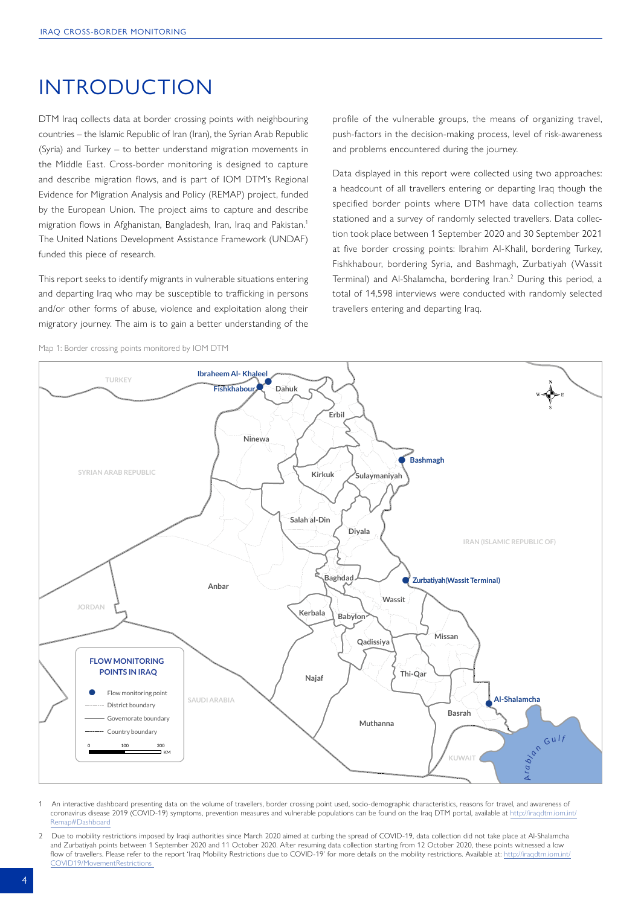# INTRODUCTION

DTM Iraq collects data at border crossing points with neighbouring countries – the Islamic Republic of Iran (Iran), the Syrian Arab Republic (Syria) and Turkey – to better understand migration movements in the Middle East. Cross-border monitoring is designed to capture and describe migration flows, and is part of IOM DTM's Regional Evidence for Migration Analysis and Policy (REMAP) project, funded by the European Union. The project aims to capture and describe migration flows in Afghanistan, Bangladesh, Iran, Iraq and Pakistan.[1] The United Nations Development Assistance Framework (UNDAF) funded this piece of research.

This report seeks to identify migrants in vulnerable situations entering and departing Iraq who may be susceptible to trafficking in persons and/or other forms of abuse, violence and exploitation along their migratory journey. The aim is to gain a better understanding of the profile of the vulnerable groups, the means of organizing travel, push-factors in the decision-making process, level of risk-awareness and problems encountered during the journey.

Data displayed in this report were collected using two approaches: a headcount of all travellers entering or departing Iraq though the specified border points where DTM have data collection teams stationed and a survey of randomly selected travellers. Data collection took place between 1 September 2020 and 30 September 2021 at five border crossing points: Ibrahim Al-Khalil, bordering Turkey, Fishkhabour, bordering Syria, and Bashmagh, Zurbatiyah (Wassit Terminal) and Al-Shalamcha, bordering Iran.[2] During this period, a total of 14,598 interviews were conducted with randomly selected travellers entering and departing Iraq.

Map 1: Border crossing points monitored by IOM DTM

[1] An interactive dashboard presenting data on the volume of travellers, border crossing point used, socio-demographic characteristics, reasons for travel, and awareness of coronavirus disease 2019 (COVID-19) symptoms, prevention measures and vulnerable populations can be found on the Iraq DTM portal, available at http://iraqdtm.iom.int/Remap#Dashboard

[2] Due to mobility restrictions imposed by Iraqi authorities since March 2020 aimed at curbing the spread of COVID-19, data collection did not take place at Al-Shalamcha and Zurbatiyah points between 1 September 2020 and 11 October 2020. After resuming data collection starting from 12 October 2020, these points witnessed a low flow of travellers. Please refer to the report 'Iraq Mobility Restrictions due to COVID-19' for more details on the mobility restrictions. Available at: http://iraqdtm.iom.int/COVID19/MovementRestrictions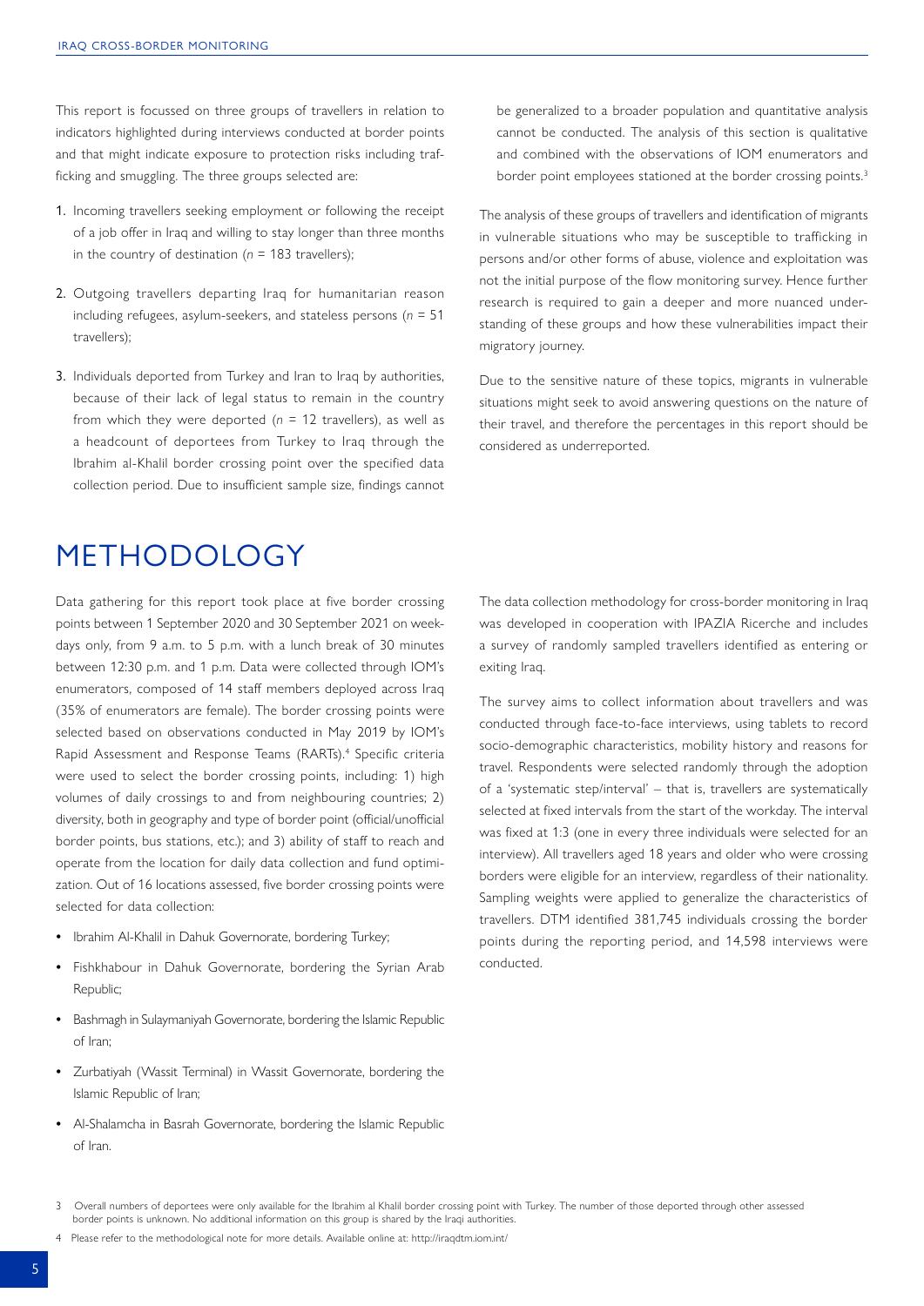This report is focussed on three groups of travellers in relation to indicators highlighted during interviews conducted at border points and that might indicate exposure to protection risks including trafficking and smuggling. The three groups selected are:

1. Incoming travellers seeking employment or following the receipt of a job offer in Iraq and willing to stay longer than three months in the country of destination (*n* = 183 travellers);
2. Outgoing travellers departing Iraq for humanitarian reason including refugees, asylum-seekers, and stateless persons (*n* = 51 travellers);
3. Individuals deported from Turkey and Iran to Iraq by authorities, because of their lack of legal status to remain in the country from which they were deported (*n* = 12 travellers), as well as a headcount of deportees from Turkey to Iraq through the Ibrahim al-Khalil border crossing point over the specified data collection period. Due to insufficient sample size, findings cannot be generalized to a broader population and quantitative analysis cannot be conducted. The analysis of this section is qualitative and combined with the observations of IOM enumerators and border point employees stationed at the border crossing points.[3]

The analysis of these groups of travellers and identification of migrants in vulnerable situations who may be susceptible to trafficking in persons and/or other forms of abuse, violence and exploitation was not the initial purpose of the flow monitoring survey. Hence further research is required to gain a deeper and more nuanced understanding of these groups and how these vulnerabilities impact their migratory journey.

Due to the sensitive nature of these topics, migrants in vulnerable situations might seek to avoid answering questions on the nature of their travel, and therefore the percentages in this report should be considered as underreported.

# METHODOLOGY

Data gathering for this report took place at five border crossing points between 1 September 2020 and 30 September 2021 on weekdays only, from 9 a.m. to 5 p.m. with a lunch break of 30 minutes between 12:30 p.m. and 1 p.m. Data were collected through IOM's enumerators, composed of 14 staff members deployed across Iraq (35% of enumerators are female). The border crossing points were selected based on observations conducted in May 2019 by IOM's Rapid Assessment and Response Teams (RARTs).[4] Specific criteria were used to select the border crossing points, including: 1) high volumes of daily crossings to and from neighbouring countries; 2) diversity, both in geography and type of border point (official/unofficial border points, bus stations, etc.); and 3) ability of staff to reach and operate from the location for daily data collection and fund optimization. Out of 16 locations assessed, five border crossing points were selected for data collection:

- Ibrahim Al-Khalil in Dahuk Governorate, bordering Turkey;
- Fishkhabour in Dahuk Governorate, bordering the Syrian Arab Republic;
- Bashmagh in Sulaymaniyah Governorate, bordering the Islamic Republic of Iran;
- Zurbatiyah (Wassit Terminal) in Wassit Governorate, bordering the Islamic Republic of Iran;
- Al-Shalamcha in Basrah Governorate, bordering the Islamic Republic of Iran.

The data collection methodology for cross-border monitoring in Iraq was developed in cooperation with IPAZIA Ricerche and includes a survey of randomly sampled travellers identified as entering or exiting Iraq.

The survey aims to collect information about travellers and was conducted through face-to-face interviews, using tablets to record socio-demographic characteristics, mobility history and reasons for travel. Respondents were selected randomly through the adoption of a 'systematic step/interval' – that is, travellers are systematically selected at fixed intervals from the start of the workday. The interval was fixed at 1:3 (one in every three individuals were selected for an interview). All travellers aged 18 years and older who were crossing borders were eligible for an interview, regardless of their nationality. Sampling weights were applied to generalize the characteristics of travellers. DTM identified 381,745 individuals crossing the border points during the reporting period, and 14,598 interviews were conducted.

---

3 Overall numbers of deportees were only available for the Ibrahim al Khalil border crossing point with Turkey. The number of those deported through other assessed border points is unknown. No additional information on this group is shared by the Iraqi authorities.

4 Please refer to the methodological note for more details. Available online at: http://iraqdtm.iom.int/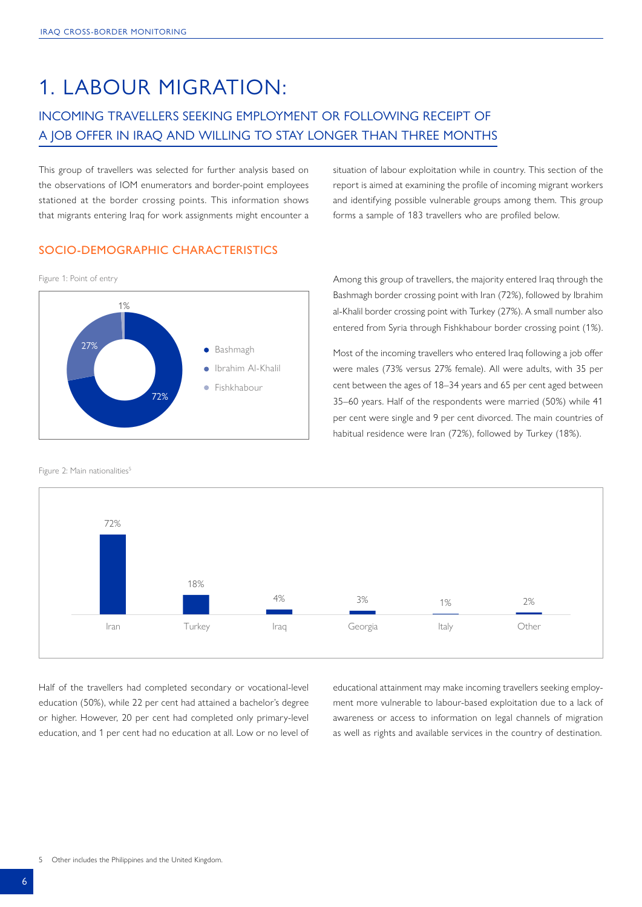# 1. LABOUR MIGRATION:

## INCOMING TRAVELLERS SEEKING EMPLOYMENT OR FOLLOWING RECEIPT OF A JOB OFFER IN IRAQ AND WILLING TO STAY LONGER THAN THREE MONTHS

This group of travellers was selected for further analysis based on the observations of IOM enumerators and border-point employees stationed at the border crossing points. This information shows that migrants entering Iraq for work assignments might encounter a situation of labour exploitation while in country. This section of the report is aimed at examining the profile of incoming migrant workers and identifying possible vulnerable groups among them. This group forms a sample of 183 travellers who are profiled below.

### SOCIO-DEMOGRAPHIC CHARACTERISTICS

Figure 1: Point of entry

| Point of entry | Share |
|---|---|
| Bashmagh | 72% |
| Ibrahim Al-Khalil | 27% |
| Fishkhabour | 1% |

Among this group of travellers, the majority entered Iraq through the Bashmagh border crossing point with Iran (72%), followed by Ibrahim al-Khalil border crossing point with Turkey (27%). A small number also entered from Syria through Fishkhabour border crossing point (1%).

Most of the incoming travellers who entered Iraq following a job offer were males (73% versus 27% female). All were adults, with 35 per cent between the ages of 18–34 years and 65 per cent aged between 35–60 years. Half of the respondents were married (50%) while 41 per cent were single and 9 per cent divorced. The main countries of habitual residence were Iran (72%), followed by Turkey (18%).

Figure 2: Main nationalities[5]

| Iran | Turkey | Iraq | Georgia | Italy | Other |
|---|---|---|---|---|---|
| 72% | 18% | 4% | 3% | 1% | 2% |

Half of the travellers had completed secondary or vocational-level education (50%), while 22 per cent had attained a bachelor's degree or higher. However, 20 per cent had completed only primary-level education, and 1 per cent had no education at all. Low or no level of educational attainment may make incoming travellers seeking employment more vulnerable to labour-based exploitation due to a lack of awareness or access to information on legal channels of migration as well as rights and available services in the country of destination.

5 Other includes the Philippines and the United Kingdom.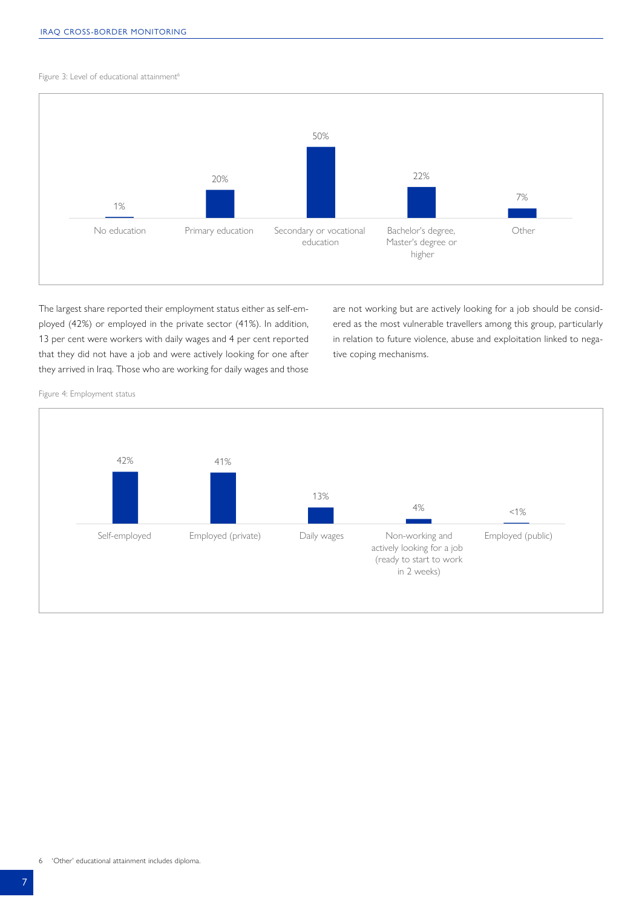Figure 3: Level of educational attainment[6]

| No education | Primary education | Secondary or vocational education | Bachelor's degree, Master's degree or higher | Other |
|---|---|---|---|---|
| 1% | 20% | 50% | 22% | 7% |

The largest share reported their employment status either as self-employed (42%) or employed in the private sector (41%). In addition, 13 per cent were workers with daily wages and 4 per cent reported that they did not have a job and were actively looking for one after they arrived in Iraq. Those who are working for daily wages and those are not working but are actively looking for a job should be considered as the most vulnerable travellers among this group, particularly in relation to future violence, abuse and exploitation linked to negative coping mechanisms.

Figure 4: Employment status

| Self-employed | Employed (private) | Daily wages | Non-working and actively looking for a job (ready to start to work in 2 weeks) | Employed (public) |
|---|---|---|---|---|
| 42% | 41% | 13% | 4% | <1% |

6 'Other' educational attainment includes diploma.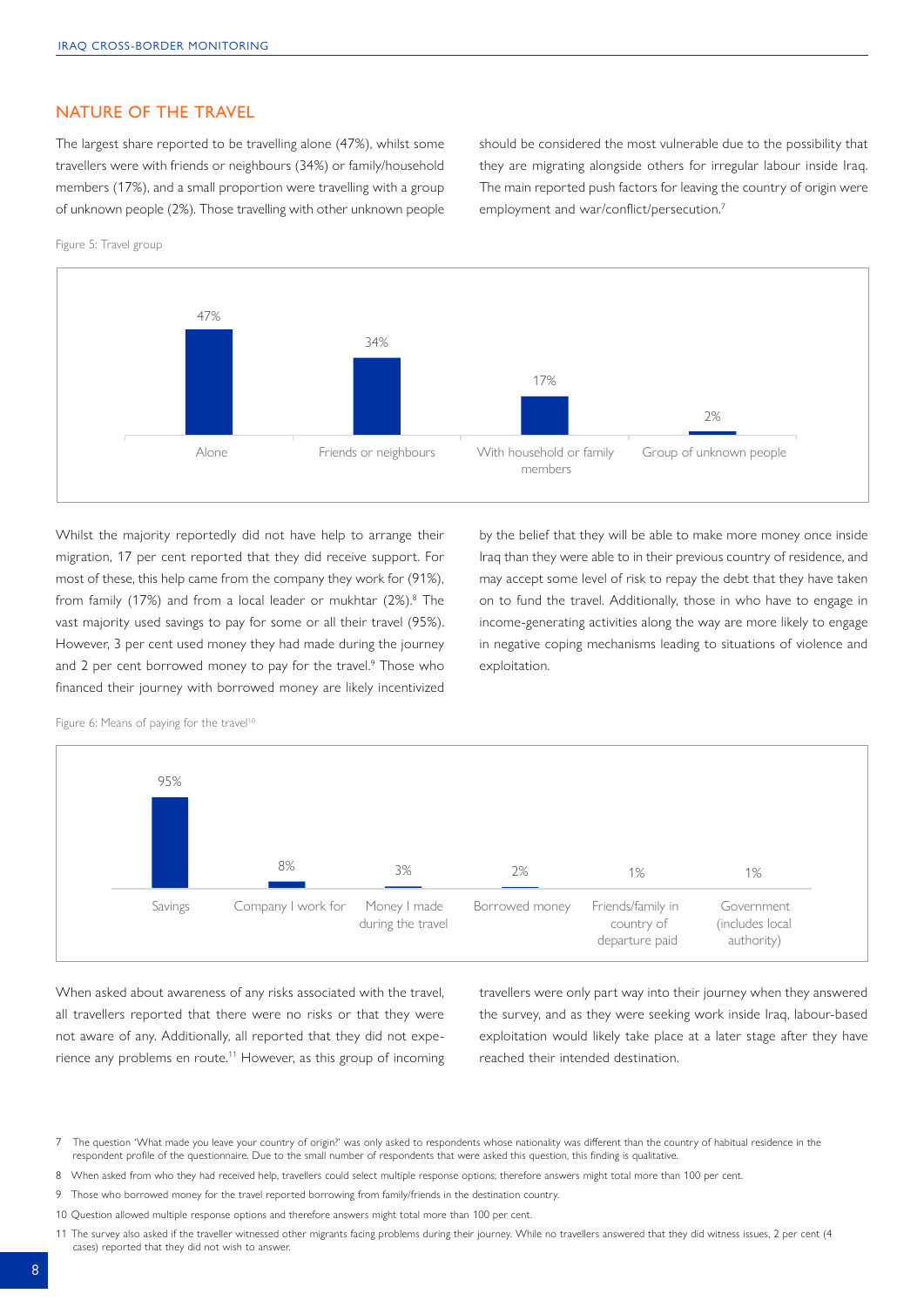## NATURE OF THE TRAVEL

The largest share reported to be travelling alone (47%), whilst some travellers were with friends or neighbours (34%) or family/household members (17%), and a small proportion were travelling with a group of unknown people (2%). Those travelling with other unknown people should be considered the most vulnerable due to the possibility that they are migrating alongside others for irregular labour inside Iraq. The main reported push factors for leaving the country of origin were employment and war/conflict/persecution.[7]

Figure 5: Travel group

| Alone | Friends or neighbours | With household or family members | Group of unknown people |
|---|---|---|---|
| 47% | 34% | 17% | 2% |

Whilst the majority reportedly did not have help to arrange their migration, 17 per cent reported that they did receive support. For most of these, this help came from the company they work for (91%), from family (17%) and from a local leader or mukhtar (2%).[8] The vast majority used savings to pay for some or all their travel (95%). However, 3 per cent used money they had made during the journey and 2 per cent borrowed money to pay for the travel.[9] Those who financed their journey with borrowed money are likely incentivized by the belief that they will be able to make more money once inside Iraq than they were able to in their previous country of residence, and may accept some level of risk to repay the debt that they have taken on to fund the travel. Additionally, those in who have to engage in income-generating activities along the way are more likely to engage in negative coping mechanisms leading to situations of violence and exploitation.

Figure 6: Means of paying for the travel[10]

| Savings | Company I work for | Money I made during the travel | Borrowed money | Friends/family in country of departure paid | Government (includes local authority) |
|---|---|---|---|---|---|
| 95% | 8% | 3% | 2% | 1% | 1% |

When asked about awareness of any risks associated with the travel, all travellers reported that there were no risks or that they were not aware of any. Additionally, all reported that they did not experience any problems en route.[11] However, as this group of incoming travellers were only part way into their journey when they answered the survey, and as they were seeking work inside Iraq, labour-based exploitation would likely take place at a later stage after they have reached their intended destination.

7 The question 'What made you leave your country of origin?' was only asked to respondents whose nationality was different than the country of habitual residence in the respondent profile of the questionnaire. Due to the small number of respondents that were asked this question, this finding is qualitative.

8 When asked from who they had received help, travellers could select multiple response options; therefore answers might total more than 100 per cent.

9 Those who borrowed money for the travel reported borrowing from family/friends in the destination country.

10 Question allowed multiple response options and therefore answers might total more than 100 per cent.

11 The survey also asked if the traveller witnessed other migrants facing problems during their journey. While no travellers answered that they did witness issues, 2 per cent (4 cases) reported that they did not wish to answer.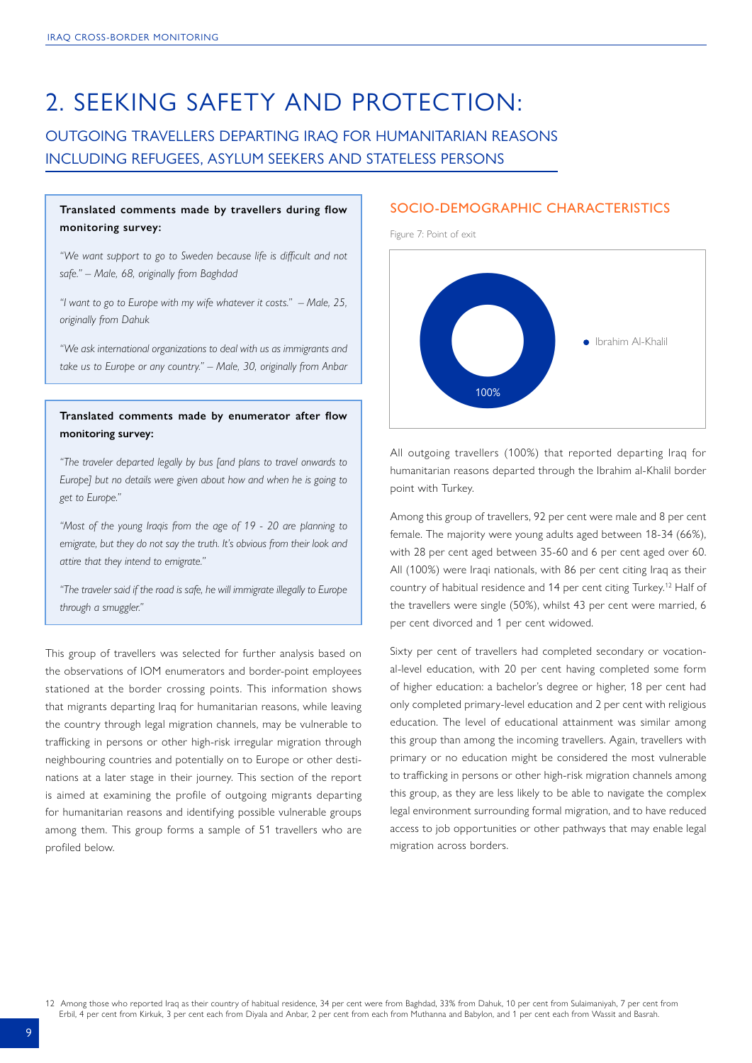# 2. SEEKING SAFETY AND PROTECTION:

## OUTGOING TRAVELLERS DEPARTING IRAQ FOR HUMANITARIAN REASONS INCLUDING REFUGEES, ASYLUM SEEKERS AND STATELESS PERSONS

**Translated comments made by travellers during flow monitoring survey:**

*"We want support to go to Sweden because life is difficult and not safe." – Male, 68, originally from Baghdad*

*"I want to go to Europe with my wife whatever it costs." – Male, 25, originally from Dahuk*

*"We ask international organizations to deal with us as immigrants and take us to Europe or any country." – Male, 30, originally from Anbar*

**Translated comments made by enumerator after flow monitoring survey:**

*"The traveler departed legally by bus [and plans to travel onwards to Europe] but no details were given about how and when he is going to get to Europe."*

*"Most of the young Iraqis from the age of 19 - 20 are planning to emigrate, but they do not say the truth. It's obvious from their look and attire that they intend to emigrate."*

*"The traveler said if the road is safe, he will immigrate illegally to Europe through a smuggler."*

This group of travellers was selected for further analysis based on the observations of IOM enumerators and border-point employees stationed at the border crossing points. This information shows that migrants departing Iraq for humanitarian reasons, while leaving the country through legal migration channels, may be vulnerable to trafficking in persons or other high-risk irregular migration through neighbouring countries and potentially on to Europe or other destinations at a later stage in their journey. This section of the report is aimed at examining the profile of outgoing migrants departing for humanitarian reasons and identifying possible vulnerable groups among them. This group forms a sample of 51 travellers who are profiled below.

### SOCIO-DEMOGRAPHIC CHARACTERISTICS

Figure 7: Point of exit

| Point of exit | Per cent |
|---|---|
| Ibrahim Al-Khalil | 100% |

All outgoing travellers (100%) that reported departing Iraq for humanitarian reasons departed through the Ibrahim al-Khalil border point with Turkey.

Among this group of travellers, 92 per cent were male and 8 per cent female. The majority were young adults aged between 18-34 (66%), with 28 per cent aged between 35-60 and 6 per cent aged over 60. All (100%) were Iraqi nationals, with 86 per cent citing Iraq as their country of habitual residence and 14 per cent citing Turkey.[12] Half of the travellers were single (50%), whilst 43 per cent were married, 6 per cent divorced and 1 per cent widowed.

Sixty per cent of travellers had completed secondary or vocational-level education, with 20 per cent having completed some form of higher education: a bachelor's degree or higher, 18 per cent had only completed primary-level education and 2 per cent with religious education. The level of educational attainment was similar among this group than among the incoming travellers. Again, travellers with primary or no education might be considered the most vulnerable to trafficking in persons or other high-risk migration channels among this group, as they are less likely to be able to navigate the complex legal environment surrounding formal migration, and to have reduced access to job opportunities or other pathways that may enable legal migration across borders.

12 Among those who reported Iraq as their country of habitual residence, 34 per cent were from Baghdad, 33% from Dahuk, 10 per cent from Sulaimaniyah, 7 per cent from Erbil, 4 per cent from Kirkuk, 3 per cent each from Diyala and Anbar, 2 per cent from each from Muthanna and Babylon, and 1 per cent each from Wassit and Basrah.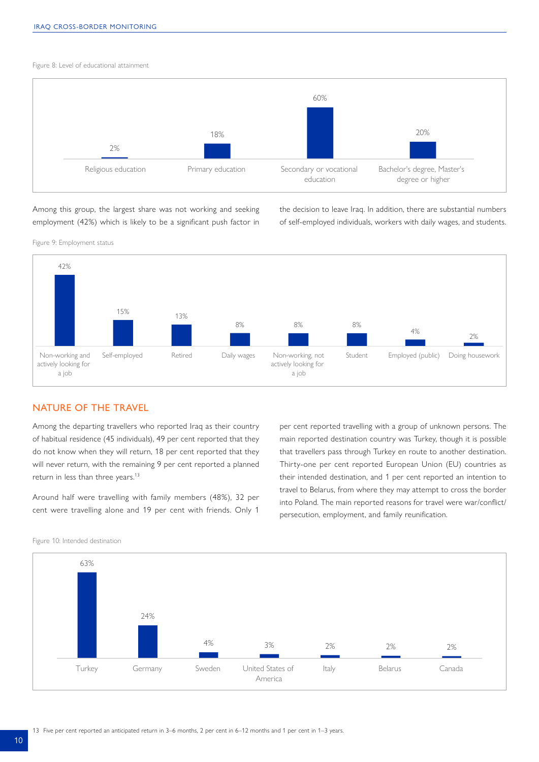Figure 8: Level of educational attainment

| Religious education | Primary education | Secondary or vocational education | Bachelor's degree, Master's degree or higher |
|---|---|---|---|
| 2% | 18% | 60% | 20% |

Among this group, the largest share was not working and seeking employment (42%) which is likely to be a significant push factor in the decision to leave Iraq. In addition, there are substantial numbers of self-employed individuals, workers with daily wages, and students.

Figure 9: Employment status

| Non-working and actively looking for a job | Self-employed | Retired | Daily wages | Non-working, not actively looking for a job | Student | Employed (public) | Doing housework |
|---|---|---|---|---|---|---|---|
| 42% | 15% | 13% | 8% | 8% | 8% | 4% | 2% |

## NATURE OF THE TRAVEL

Among the departing travellers who reported Iraq as their country of habitual residence (45 individuals), 49 per cent reported that they do not know when they will return, 18 per cent reported that they will never return, with the remaining 9 per cent reported a planned return in less than three years.[13]

Around half were travelling with family members (48%), 32 per cent were travelling alone and 19 per cent with friends. Only 1 per cent reported travelling with a group of unknown persons. The main reported destination country was Turkey, though it is possible that travellers pass through Turkey en route to another destination. Thirty-one per cent reported European Union (EU) countries as their intended destination, and 1 per cent reported an intention to travel to Belarus, from where they may attempt to cross the border into Poland. The main reported reasons for travel were war/conflict/persecution, employment, and family reunification.

Figure 10: Intended destination

| Turkey | Germany | Sweden | United States of America | Italy | Belarus | Canada |
|---|---|---|---|---|---|---|
| 63% | 24% | 4% | 3% | 2% | 2% | 2% |

13 Five per cent reported an anticipated return in 3–6 months, 2 per cent in 6–12 months and 1 per cent in 1–3 years.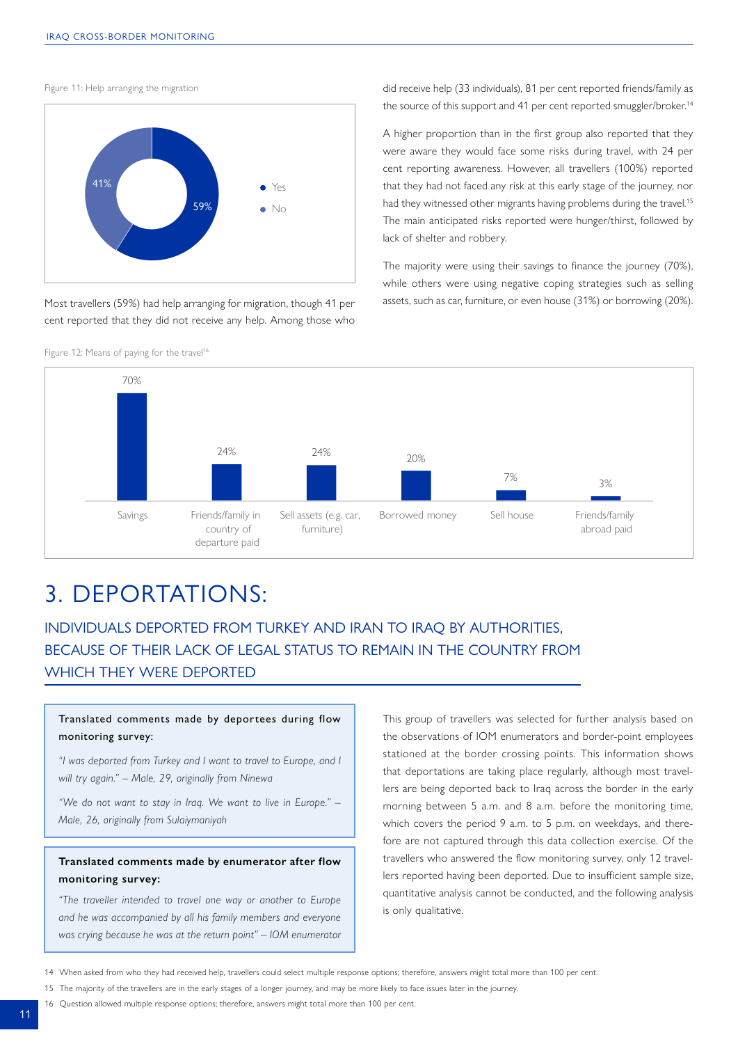Figure 11: Help arranging the migration

| Response | Percentage |
|---|---|
| Yes | 59% |
| No | 41% |

Most travellers (59%) had help arranging for migration, though 41 per cent reported that they did not receive any help. Among those who did receive help (33 individuals), 81 per cent reported friends/family as the source of this support and 41 per cent reported smuggler/broker.[14]

A higher proportion than in the first group also reported that they were aware they would face some risks during travel, with 24 per cent reporting awareness. However, all travellers (100%) reported that they had not faced any risk at this early stage of the journey, nor had they witnessed other migrants having problems during the travel.[15] The main anticipated risks reported were hunger/thirst, followed by lack of shelter and robbery.

The majority were using their savings to finance the journey (70%), while others were using negative coping strategies such as selling assets, such as car, furniture, or even house (31%) or borrowing (20%).

Figure 12: Means of paying for the travel[16]

| Means | Percentage |
|---|---|
| Savings | 70% |
| Friends/family in country of departure paid | 24% |
| Sell assets (e.g. car, furniture) | 24% |
| Borrowed money | 20% |
| Sell house | 7% |
| Friends/family abroad paid | 3% |

# 3. DEPORTATIONS:

## INDIVIDUALS DEPORTED FROM TURKEY AND IRAN TO IRAQ BY AUTHORITIES, BECAUSE OF THEIR LACK OF LEGAL STATUS TO REMAIN IN THE COUNTRY FROM WHICH THEY WERE DEPORTED

**Translated comments made by deportees during flow monitoring survey:**

*"I was deported from Turkey and I want to travel to Europe, and I will try again." – Male, 29, originally from Ninewa*

*"We do not want to stay in Iraq. We want to live in Europe." – Male, 26, originally from Sulaiymaniyah*

**Translated comments made by enumerator after flow monitoring survey:**

*"The traveller intended to travel one way or another to Europe and he was accompanied by all his family members and everyone was crying because he was at the return point" – IOM enumerator*

This group of travellers was selected for further analysis based on the observations of IOM enumerators and border-point employees stationed at the border crossing points. This information shows that deportations are taking place regularly, although most travellers are being deported back to Iraq across the border in the early morning between 5 a.m. and 8 a.m. before the monitoring time, which covers the period 9 a.m. to 5 p.m. on weekdays, and therefore are not captured through this data collection exercise. Of the travellers who answered the flow monitoring survey, only 12 travellers reported having been deported. Due to insufficient sample size, quantitative analysis cannot be conducted, and the following analysis is only qualitative.

14 When asked from who they had received help, travellers could select multiple response options; therefore, answers might total more than 100 per cent.

15 The majority of the travellers are in the early stages of a longer journey, and may be more likely to face issues later in the journey.

16 Question allowed multiple response options; therefore, answers might total more than 100 per cent.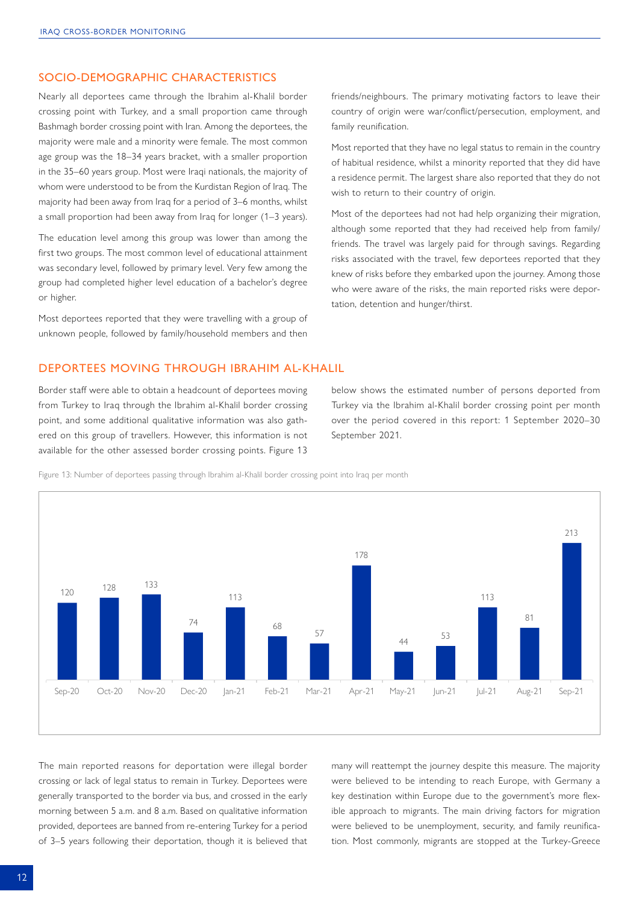## SOCIO-DEMOGRAPHIC CHARACTERISTICS

Nearly all deportees came through the Ibrahim al-Khalil border crossing point with Turkey, and a small proportion came through Bashmagh border crossing point with Iran. Among the deportees, the majority were male and a minority were female. The most common age group was the 18–34 years bracket, with a smaller proportion in the 35–60 years group. Most were Iraqi nationals, the majority of whom were understood to be from the Kurdistan Region of Iraq. The majority had been away from Iraq for a period of 3–6 months, whilst a small proportion had been away from Iraq for longer (1–3 years).

The education level among this group was lower than among the first two groups. The most common level of educational attainment was secondary level, followed by primary level. Very few among the group had completed higher level education of a bachelor's degree or higher.

Most deportees reported that they were travelling with a group of unknown people, followed by family/household members and then friends/neighbours. The primary motivating factors to leave their country of origin were war/conflict/persecution, employment, and family reunification.

Most reported that they have no legal status to remain in the country of habitual residence, whilst a minority reported that they did have a residence permit. The largest share also reported that they do not wish to return to their country of origin.

Most of the deportees had not had help organizing their migration, although some reported that they had received help from family/friends. The travel was largely paid for through savings. Regarding risks associated with the travel, few deportees reported that they knew of risks before they embarked upon the journey. Among those who were aware of the risks, the main reported risks were deportation, detention and hunger/thirst.

## DEPORTEES MOVING THROUGH IBRAHIM AL-KHALIL

Border staff were able to obtain a headcount of deportees moving from Turkey to Iraq through the Ibrahim al-Khalil border crossing point, and some additional qualitative information was also gathered on this group of travellers. However, this information is not available for the other assessed border crossing points. Figure 13 below shows the estimated number of persons deported from Turkey via the Ibrahim al-Khalil border crossing point per month over the period covered in this report: 1 September 2020–30 September 2021.

Figure 13: Number of deportees passing through Ibrahim al-Khalil border crossing point into Iraq per month

| Month | Number of deportees |
|---|---|
| Sep-20 | 120 |
| Oct-20 | 128 |
| Nov-20 | 133 |
| Dec-20 | 74 |
| Jan-21 | 113 |
| Feb-21 | 68 |
| Mar-21 | 57 |
| Apr-21 | 178 |
| May-21 | 44 |
| Jun-21 | 53 |
| Jul-21 | 113 |
| Aug-21 | 81 |
| Sep-21 | 213 |

The main reported reasons for deportation were illegal border crossing or lack of legal status to remain in Turkey. Deportees were generally transported to the border via bus, and crossed in the early morning between 5 a.m. and 8 a.m. Based on qualitative information provided, deportees are banned from re-entering Turkey for a period of 3–5 years following their deportation, though it is believed that many will reattempt the journey despite this measure. The majority were believed to be intending to reach Europe, with Germany a key destination within Europe due to the government's more flexible approach to migrants. The main driving factors for migration were believed to be unemployment, security, and family reunification. Most commonly, migrants are stopped at the Turkey-Greece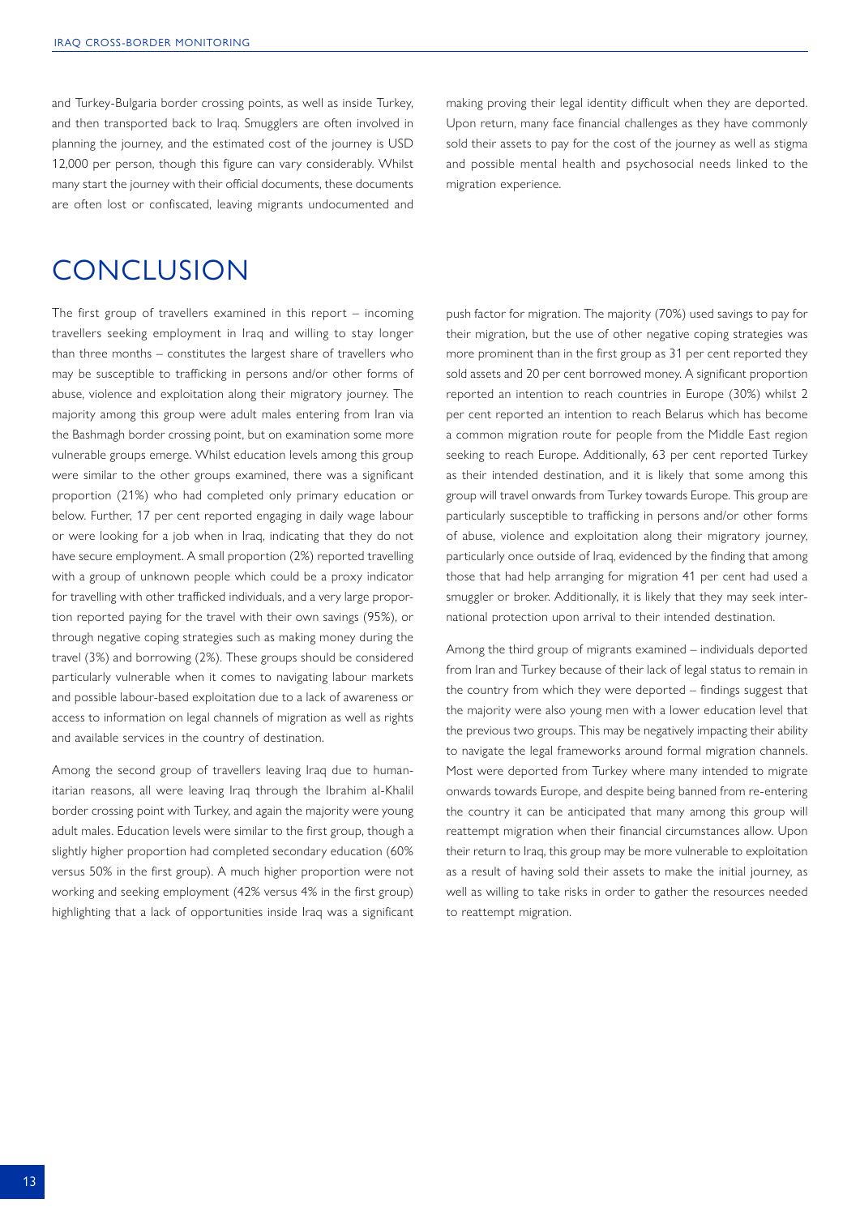and Turkey-Bulgaria border crossing points, as well as inside Turkey, and then transported back to Iraq. Smugglers are often involved in planning the journey, and the estimated cost of the journey is USD 12,000 per person, though this figure can vary considerably. Whilst many start the journey with their official documents, these documents are often lost or confiscated, leaving migrants undocumented and making proving their legal identity difficult when they are deported. Upon return, many face financial challenges as they have commonly sold their assets to pay for the cost of the journey as well as stigma and possible mental health and psychosocial needs linked to the migration experience.

# CONCLUSION

The first group of travellers examined in this report – incoming travellers seeking employment in Iraq and willing to stay longer than three months – constitutes the largest share of travellers who may be susceptible to trafficking in persons and/or other forms of abuse, violence and exploitation along their migratory journey. The majority among this group were adult males entering from Iran via the Bashmagh border crossing point, but on examination some more vulnerable groups emerge. Whilst education levels among this group were similar to the other groups examined, there was a significant proportion (21%) who had completed only primary education or below. Further, 17 per cent reported engaging in daily wage labour or were looking for a job when in Iraq, indicating that they do not have secure employment. A small proportion (2%) reported travelling with a group of unknown people which could be a proxy indicator for travelling with other trafficked individuals, and a very large proportion reported paying for the travel with their own savings (95%), or through negative coping strategies such as making money during the travel (3%) and borrowing (2%). These groups should be considered particularly vulnerable when it comes to navigating labour markets and possible labour-based exploitation due to a lack of awareness or access to information on legal channels of migration as well as rights and available services in the country of destination.

Among the second group of travellers leaving Iraq due to humanitarian reasons, all were leaving Iraq through the Ibrahim al-Khalil border crossing point with Turkey, and again the majority were young adult males. Education levels were similar to the first group, though a slightly higher proportion had completed secondary education (60% versus 50% in the first group). A much higher proportion were not working and seeking employment (42% versus 4% in the first group) highlighting that a lack of opportunities inside Iraq was a significant push factor for migration. The majority (70%) used savings to pay for their migration, but the use of other negative coping strategies was more prominent than in the first group as 31 per cent reported they sold assets and 20 per cent borrowed money. A significant proportion reported an intention to reach countries in Europe (30%) whilst 2 per cent reported an intention to reach Belarus which has become a common migration route for people from the Middle East region seeking to reach Europe. Additionally, 63 per cent reported Turkey as their intended destination, and it is likely that some among this group will travel onwards from Turkey towards Europe. This group are particularly susceptible to trafficking in persons and/or other forms of abuse, violence and exploitation along their migratory journey, particularly once outside of Iraq, evidenced by the finding that among those that had help arranging for migration 41 per cent had used a smuggler or broker. Additionally, it is likely that they may seek international protection upon arrival to their intended destination.

Among the third group of migrants examined – individuals deported from Iran and Turkey because of their lack of legal status to remain in the country from which they were deported – findings suggest that the majority were also young men with a lower education level that the previous two groups. This may be negatively impacting their ability to navigate the legal frameworks around formal migration channels. Most were deported from Turkey where many intended to migrate onwards towards Europe, and despite being banned from re-entering the country it can be anticipated that many among this group will reattempt migration when their financial circumstances allow. Upon their return to Iraq, this group may be more vulnerable to exploitation as a result of having sold their assets to make the initial journey, as well as willing to take risks in order to gather the resources needed to reattempt migration.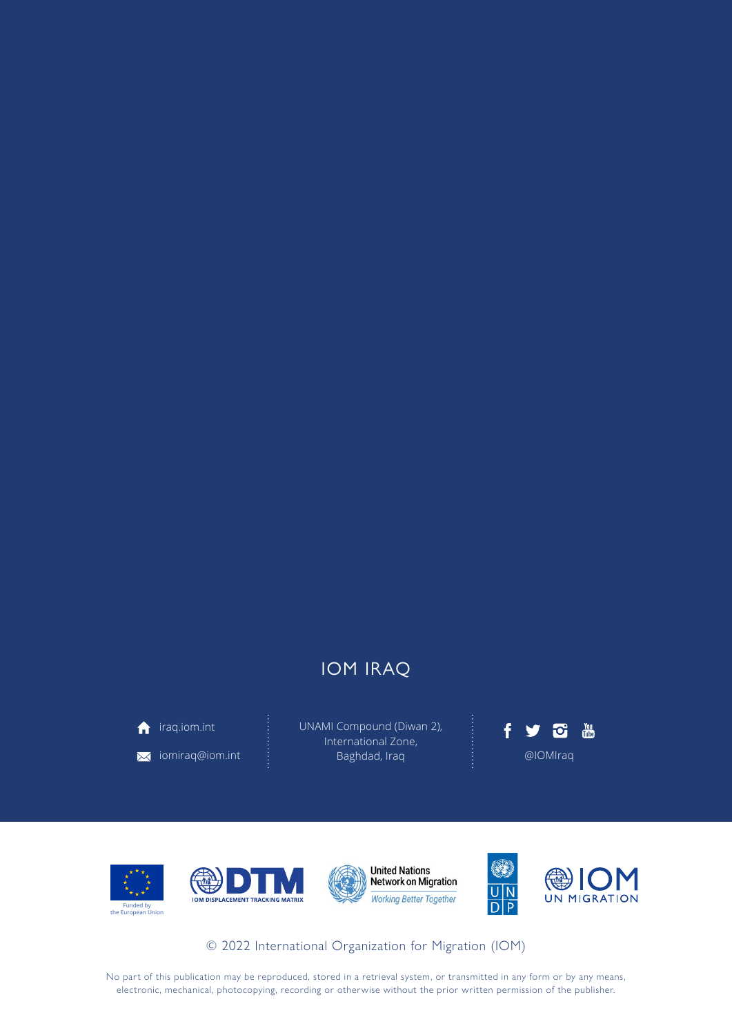# IOM IRAQ

iraq.iom.int

iomiraq@iom.int

UNAMI Compound (Diwan 2),
International Zone,
Baghdad, Iraq

@IOMIraq

Funded by the European Union

IOM DISPLACEMENT TRACKING MATRIX

United Nations Network on Migration
Working Better Together

UNDP

IOM UN MIGRATION

© 2022 International Organization for Migration (IOM)

No part of this publication may be reproduced, stored in a retrieval system, or transmitted in any form or by any means, electronic, mechanical, photocopying, recording or otherwise without the prior written permission of the publisher.